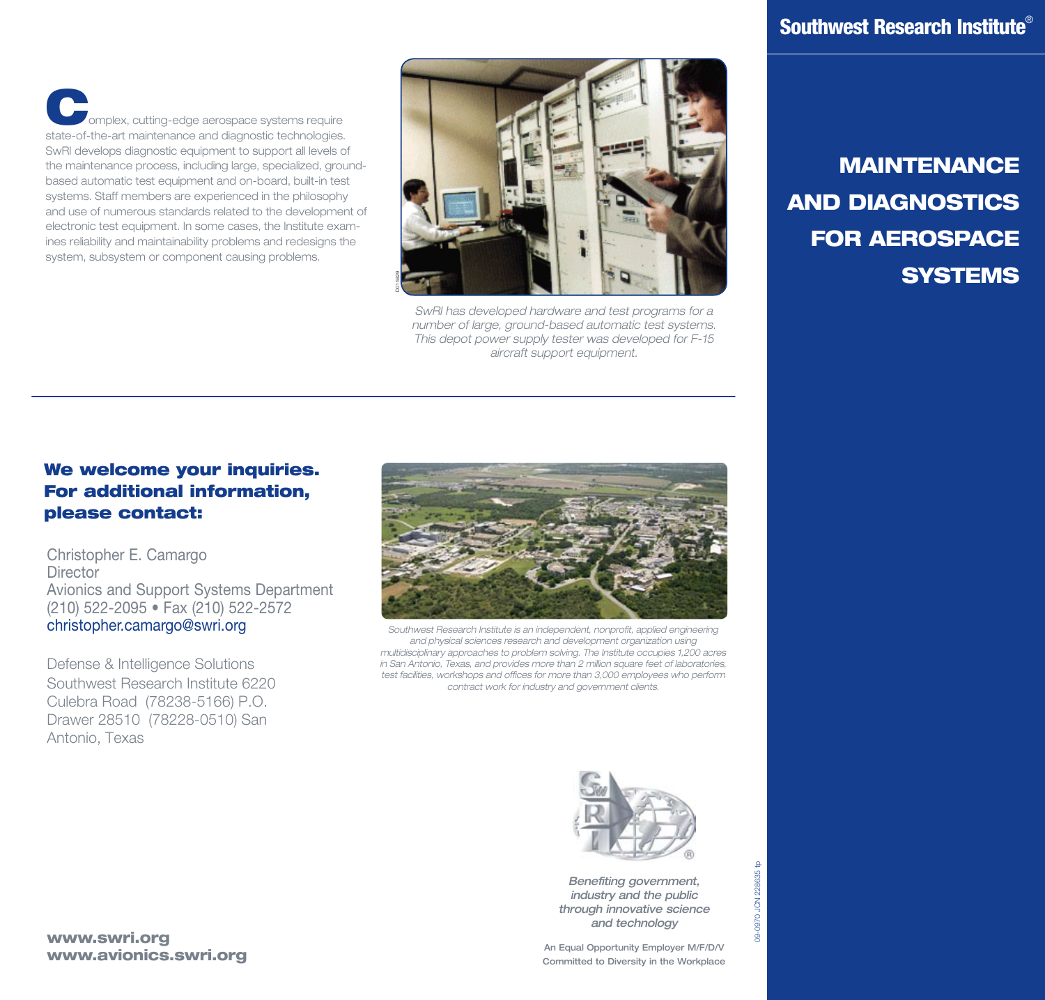# Southwest Research Institute®

# MAINTENANCE AND DIAGNOSTICS FOR AEROSPACE SYSTEMS

Complex, cutting-edge aerospace systems require state-of-the-art maintenance and diagnostic technologies. SwRI develops diagnostic equipment to support all levels of the maintenance process, including large, specialized, ground-based automatic test equipment and on-board, built-in test systems. Staff members are experienced in the philosophy and use of numerous standards related to the development of electronic test equipment. In some cases, the Institute examines reliability and maintainability problems and redesigns the system, subsystem or component causing problems.

*SwRI has developed hardware and test programs for a number of large, ground-based automatic test systems. This depot power supply tester was developed for F-15 aircraft support equipment.*

---

**We welcome your inquiries. For additional information, please contact:**

Christopher E. Camargo
Director
Avionics and Support Systems Department
(210) 522-2095 • Fax (210) 522-2572
christopher.camargo@swri.org

Defense & Intelligence Solutions
Southwest Research Institute 6220 Culebra Road (78238-5166) P.O. Drawer 28510 (78228-0510) San Antonio, Texas

*Southwest Research Institute is an independent, nonprofit, applied engineering and physical sciences research and development organization using multidisciplinary approaches to problem solving. The Institute occupies 1,200 acres in San Antonio, Texas, and provides more than 2 million square feet of laboratories, test facilities, workshops and offices for more than 3,000 employees who perform contract work for industry and government clients.*

*Benefiting government, industry and the public through innovative science and technology*

An Equal Opportunity Employer M/F/D/V
Committed to Diversity in the Workplace

**www.swri.org**
**www.avionics.swri.org**

09-0970 JCN 228635 tp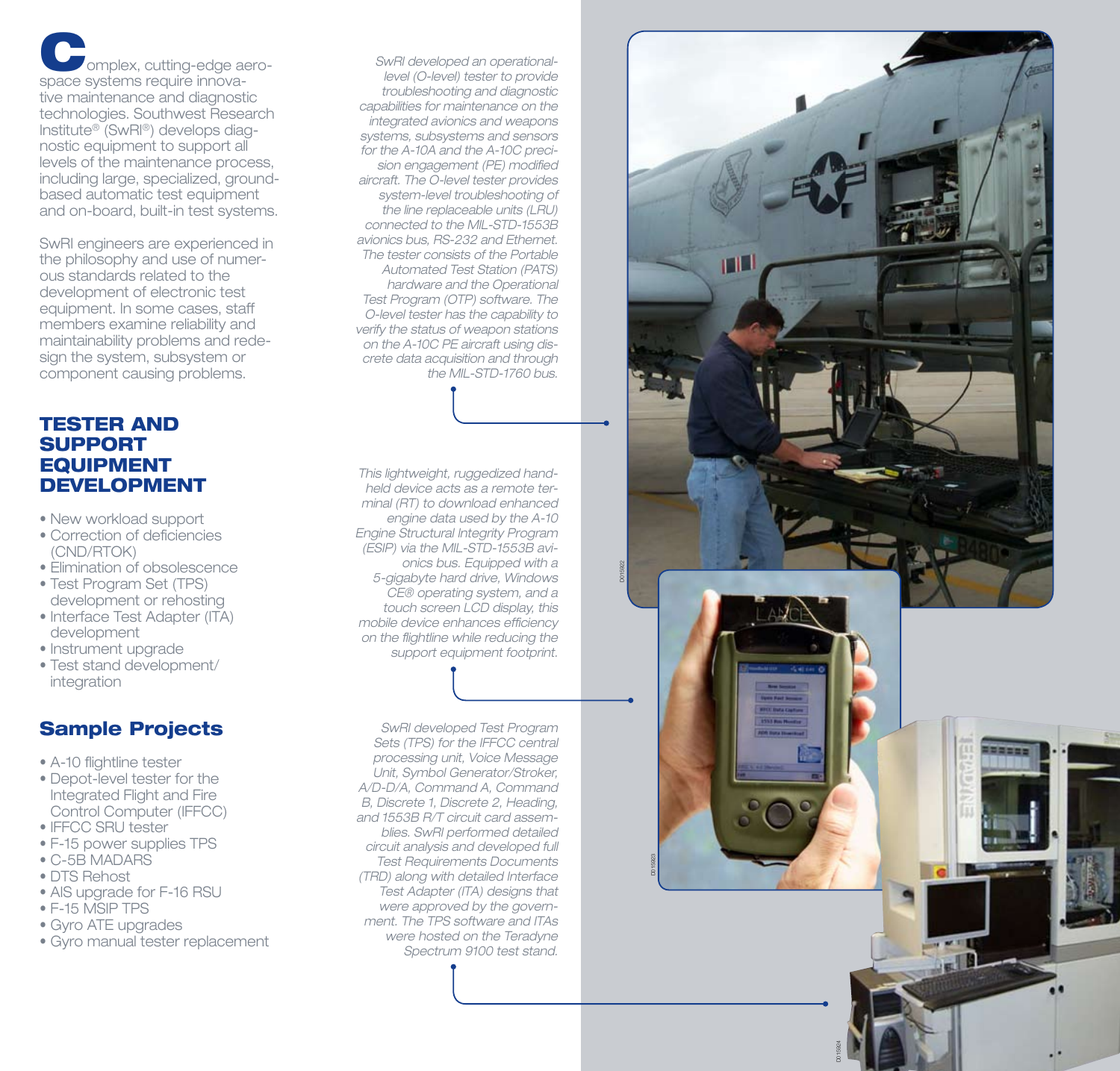Complex, cutting-edge aerospace systems require innovative maintenance and diagnostic technologies. Southwest Research Institute® (SwRI®) develops diagnostic equipment to support all levels of the maintenance process, including large, specialized, ground-based automatic test equipment and on-board, built-in test systems.

SwRI engineers are experienced in the philosophy and use of numerous standards related to the development of electronic test equipment. In some cases, staff members examine reliability and maintainability problems and redesign the system, subsystem or component causing problems.

## TESTER AND SUPPORT EQUIPMENT DEVELOPMENT

- New workload support
- Correction of deficiencies (CND/RTOK)
- Elimination of obsolescence
- Test Program Set (TPS) development or rehosting
- Interface Test Adapter (ITA) development
- Instrument upgrade
- Test stand development/integration

## Sample Projects

- A-10 flightline tester
- Depot-level tester for the Integrated Flight and Fire Control Computer (IFFCC)
- IFFCC SRU tester
- F-15 power supplies TPS
- C-5B MADARS
- DTS Rehost
- AIS upgrade for F-16 RSU
- F-15 MSIP TPS
- Gyro ATE upgrades
- Gyro manual tester replacement

*SwRI developed an operational-level (O-level) tester to provide troubleshooting and diagnostic capabilities for maintenance on the integrated avionics and weapons systems, subsystems and sensors for the A-10A and the A-10C precision engagement (PE) modified aircraft. The O-level tester provides system-level troubleshooting of the line replaceable units (LRU) connected to the MIL-STD-1553B avionics bus, RS-232 and Ethernet. The tester consists of the Portable Automated Test Station (PATS) hardware and the Operational Test Program (OTP) software. The O-level tester has the capability to verify the status of weapon stations on the A-10C PE aircraft using discrete data acquisition and through the MIL-STD-1760 bus.*

D015922

*This lightweight, ruggedized handheld device acts as a remote terminal (RT) to download enhanced engine data used by the A-10 Engine Structural Integrity Program (ESIP) via the MIL-STD-1553B avionics bus. Equipped with a 5-gigabyte hard drive, Windows CE® operating system, and a touch screen LCD display, this mobile device enhances efficiency on the flightline while reducing the support equipment footprint.*

D015923

*SwRI developed Test Program Sets (TPS) for the IFFCC central processing unit, Voice Message Unit, Symbol Generator/Stroker, A/D-D/A, Command A, Command B, Discrete 1, Discrete 2, Heading, and 1553B R/T circuit card assemblies. SwRI performed detailed circuit analysis and developed full Test Requirements Documents (TRD) along with detailed Interface Test Adapter (ITA) designs that were approved by the government. The TPS software and ITAs were hosted on the Teradyne Spectrum 9100 test stand.*

D015924